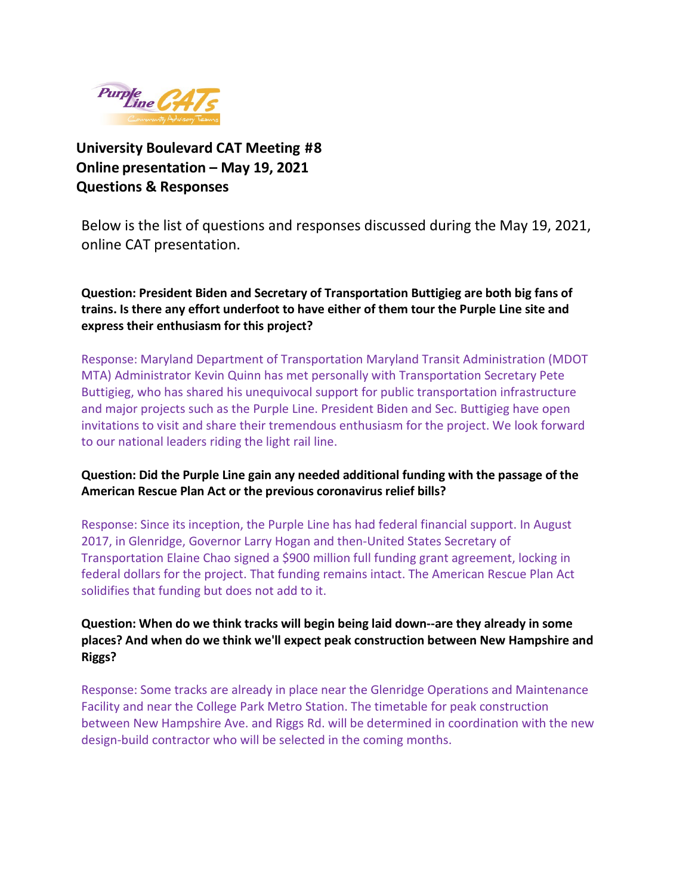# University Boulevard CAT Meeting #8
# Online presentation – May 19, 2021
# Questions & Responses

Below is the list of questions and responses discussed during the May 19, 2021, online CAT presentation.

**Question: President Biden and Secretary of Transportation Buttigieg are both big fans of trains. Is there any effort underfoot to have either of them tour the Purple Line site and express their enthusiasm for this project?**

Response: Maryland Department of Transportation Maryland Transit Administration (MDOT MTA) Administrator Kevin Quinn has met personally with Transportation Secretary Pete Buttigieg, who has shared his unequivocal support for public transportation infrastructure and major projects such as the Purple Line. President Biden and Sec. Buttigieg have open invitations to visit and share their tremendous enthusiasm for the project. We look forward to our national leaders riding the light rail line.

**Question: Did the Purple Line gain any needed additional funding with the passage of the American Rescue Plan Act or the previous coronavirus relief bills?**

Response: Since its inception, the Purple Line has had federal financial support. In August 2017, in Glenridge, Governor Larry Hogan and then-United States Secretary of Transportation Elaine Chao signed a $900 million full funding grant agreement, locking in federal dollars for the project. That funding remains intact. The American Rescue Plan Act solidifies that funding but does not add to it.

**Question: When do we think tracks will begin being laid down--are they already in some places? And when do we think we'll expect peak construction between New Hampshire and Riggs?**

Response: Some tracks are already in place near the Glenridge Operations and Maintenance Facility and near the College Park Metro Station. The timetable for peak construction between New Hampshire Ave. and Riggs Rd. will be determined in coordination with the new design-build contractor who will be selected in the coming months.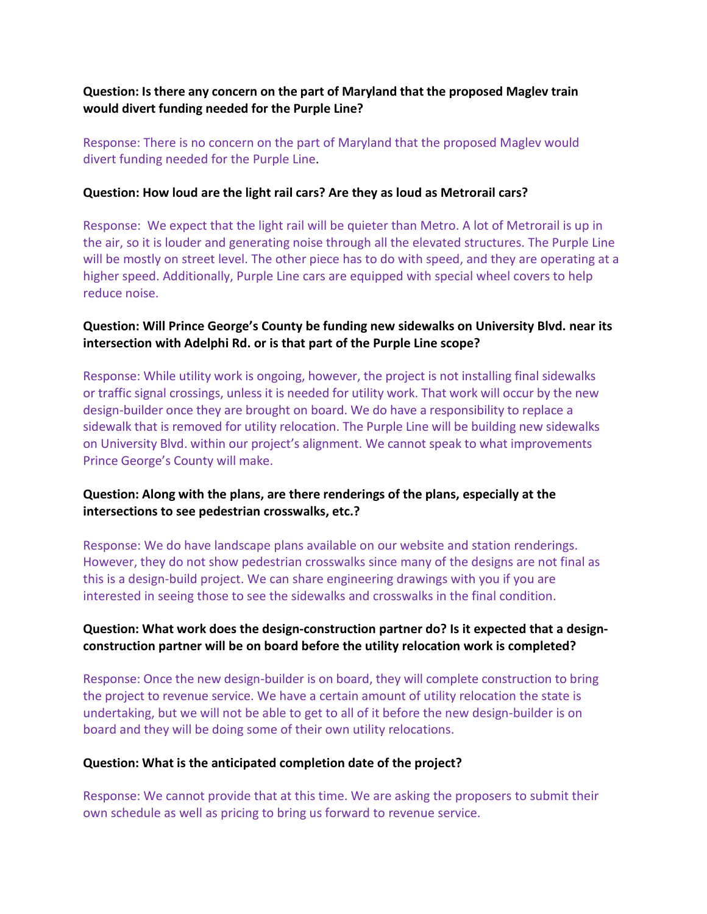**Question: Is there any concern on the part of Maryland that the proposed Maglev train would divert funding needed for the Purple Line?**

Response: There is no concern on the part of Maryland that the proposed Maglev would divert funding needed for the Purple Line.

**Question: How loud are the light rail cars? Are they as loud as Metrorail cars?**

Response: We expect that the light rail will be quieter than Metro. A lot of Metrorail is up in the air, so it is louder and generating noise through all the elevated structures. The Purple Line will be mostly on street level. The other piece has to do with speed, and they are operating at a higher speed. Additionally, Purple Line cars are equipped with special wheel covers to help reduce noise.

**Question: Will Prince George's County be funding new sidewalks on University Blvd. near its intersection with Adelphi Rd. or is that part of the Purple Line scope?**

Response: While utility work is ongoing, however, the project is not installing final sidewalks or traffic signal crossings, unless it is needed for utility work. That work will occur by the new design-builder once they are brought on board. We do have a responsibility to replace a sidewalk that is removed for utility relocation. The Purple Line will be building new sidewalks on University Blvd. within our project's alignment. We cannot speak to what improvements Prince George's County will make.

**Question: Along with the plans, are there renderings of the plans, especially at the intersections to see pedestrian crosswalks, etc.?**

Response: We do have landscape plans available on our website and station renderings. However, they do not show pedestrian crosswalks since many of the designs are not final as this is a design-build project. We can share engineering drawings with you if you are interested in seeing those to see the sidewalks and crosswalks in the final condition.

**Question: What work does the design-construction partner do? Is it expected that a design-construction partner will be on board before the utility relocation work is completed?**

Response: Once the new design-builder is on board, they will complete construction to bring the project to revenue service. We have a certain amount of utility relocation the state is undertaking, but we will not be able to get to all of it before the new design-builder is on board and they will be doing some of their own utility relocations.

**Question: What is the anticipated completion date of the project?**

Response: We cannot provide that at this time. We are asking the proposers to submit their own schedule as well as pricing to bring us forward to revenue service.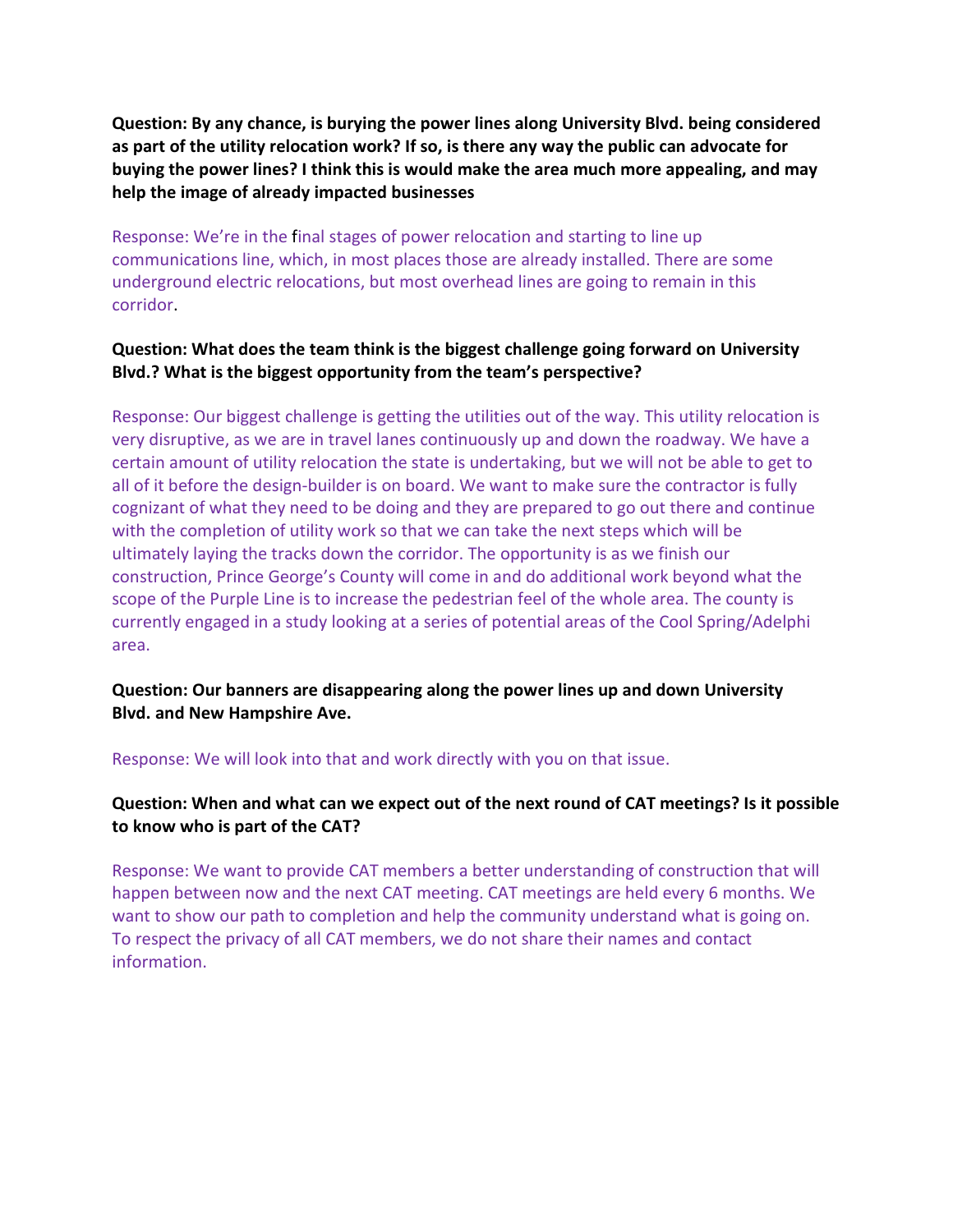**Question: By any chance, is burying the power lines along University Blvd. being considered as part of the utility relocation work? If so, is there any way the public can advocate for buying the power lines? I think this is would make the area much more appealing, and may help the image of already impacted businesses**

Response: We're in the final stages of power relocation and starting to line up communications line, which, in most places those are already installed. There are some underground electric relocations, but most overhead lines are going to remain in this corridor.

**Question: What does the team think is the biggest challenge going forward on University Blvd.? What is the biggest opportunity from the team's perspective?**

Response: Our biggest challenge is getting the utilities out of the way. This utility relocation is very disruptive, as we are in travel lanes continuously up and down the roadway. We have a certain amount of utility relocation the state is undertaking, but we will not be able to get to all of it before the design-builder is on board. We want to make sure the contractor is fully cognizant of what they need to be doing and they are prepared to go out there and continue with the completion of utility work so that we can take the next steps which will be ultimately laying the tracks down the corridor. The opportunity is as we finish our construction, Prince George's County will come in and do additional work beyond what the scope of the Purple Line is to increase the pedestrian feel of the whole area. The county is currently engaged in a study looking at a series of potential areas of the Cool Spring/Adelphi area.

**Question: Our banners are disappearing along the power lines up and down University Blvd. and New Hampshire Ave.**

Response: We will look into that and work directly with you on that issue.

**Question: When and what can we expect out of the next round of CAT meetings? Is it possible to know who is part of the CAT?**

Response: We want to provide CAT members a better understanding of construction that will happen between now and the next CAT meeting. CAT meetings are held every 6 months. We want to show our path to completion and help the community understand what is going on. To respect the privacy of all CAT members, we do not share their names and contact information.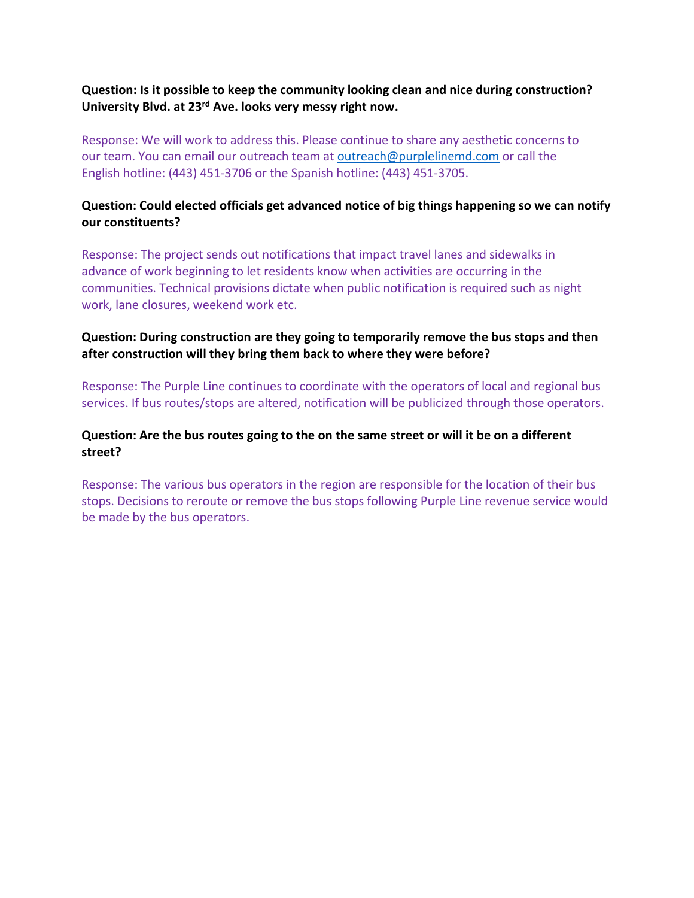**Question: Is it possible to keep the community looking clean and nice during construction? University Blvd. at 23rd Ave. looks very messy right now.**

Response: We will work to address this. Please continue to share any aesthetic concerns to our team. You can email our outreach team at outreach@purplelinemd.com or call the English hotline: (443) 451-3706 or the Spanish hotline: (443) 451-3705.

**Question: Could elected officials get advanced notice of big things happening so we can notify our constituents?**

Response: The project sends out notifications that impact travel lanes and sidewalks in advance of work beginning to let residents know when activities are occurring in the communities. Technical provisions dictate when public notification is required such as night work, lane closures, weekend work etc.

**Question: During construction are they going to temporarily remove the bus stops and then after construction will they bring them back to where they were before?**

Response: The Purple Line continues to coordinate with the operators of local and regional bus services. If bus routes/stops are altered, notification will be publicized through those operators.

**Question: Are the bus routes going to the on the same street or will it be on a different street?**

Response: The various bus operators in the region are responsible for the location of their bus stops. Decisions to reroute or remove the bus stops following Purple Line revenue service would be made by the bus operators.